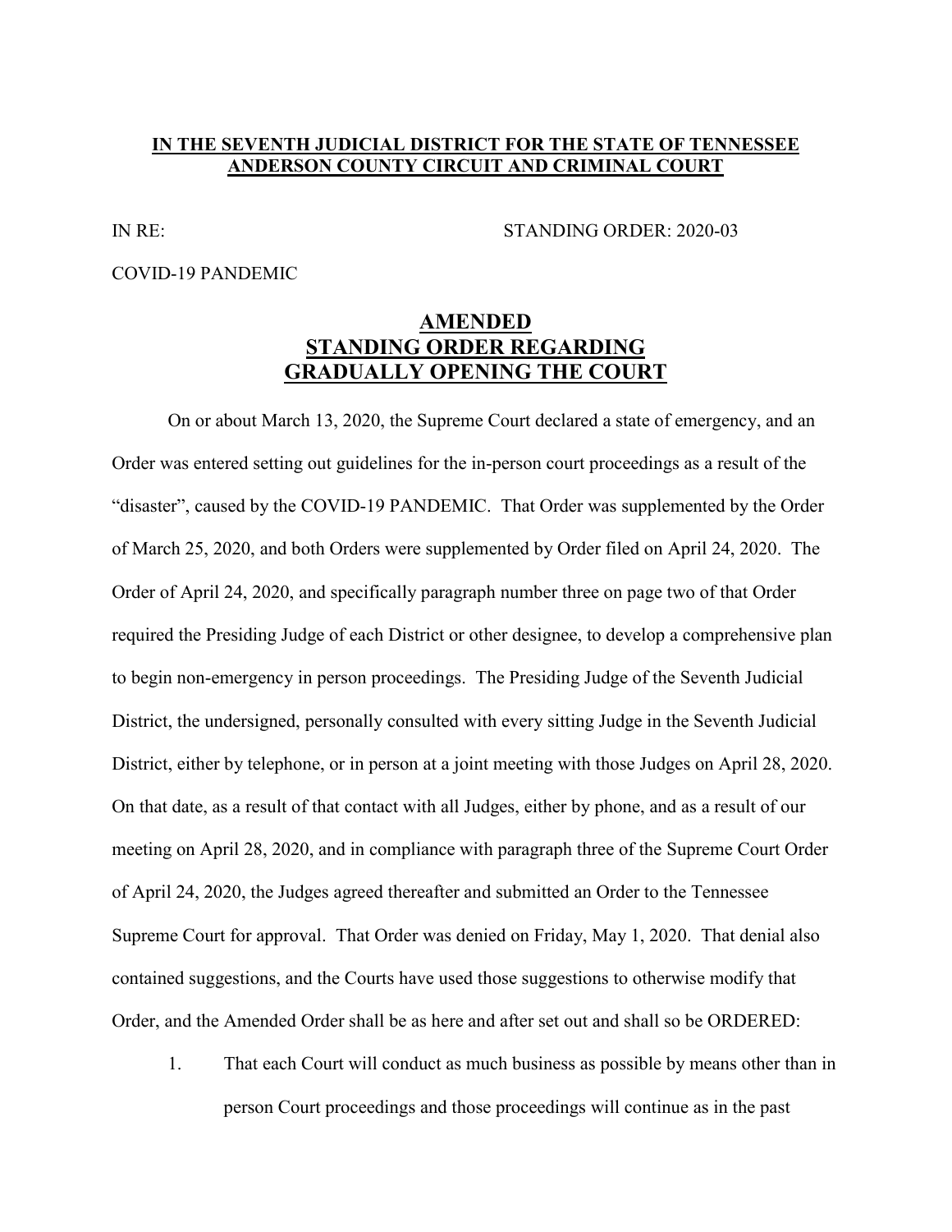**IN THE SEVENTH JUDICIAL DISTRICT FOR THE STATE OF TENNESSEE**
**ANDERSON COUNTY CIRCUIT AND CRIMINAL COURT**

IN RE: STANDING ORDER: 2020-03

COVID-19 PANDEMIC

# AMENDED STANDING ORDER REGARDING GRADUALLY OPENING THE COURT

On or about March 13, 2020, the Supreme Court declared a state of emergency, and an Order was entered setting out guidelines for the in-person court proceedings as a result of the "disaster", caused by the COVID-19 PANDEMIC. That Order was supplemented by the Order of March 25, 2020, and both Orders were supplemented by Order filed on April 24, 2020. The Order of April 24, 2020, and specifically paragraph number three on page two of that Order required the Presiding Judge of each District or other designee, to develop a comprehensive plan to begin non-emergency in person proceedings. The Presiding Judge of the Seventh Judicial District, the undersigned, personally consulted with every sitting Judge in the Seventh Judicial District, either by telephone, or in person at a joint meeting with those Judges on April 28, 2020. On that date, as a result of that contact with all Judges, either by phone, and as a result of our meeting on April 28, 2020, and in compliance with paragraph three of the Supreme Court Order of April 24, 2020, the Judges agreed thereafter and submitted an Order to the Tennessee Supreme Court for approval. That Order was denied on Friday, May 1, 2020. That denial also contained suggestions, and the Courts have used those suggestions to otherwise modify that Order, and the Amended Order shall be as here and after set out and shall so be ORDERED:

1. That each Court will conduct as much business as possible by means other than in person Court proceedings and those proceedings will continue as in the past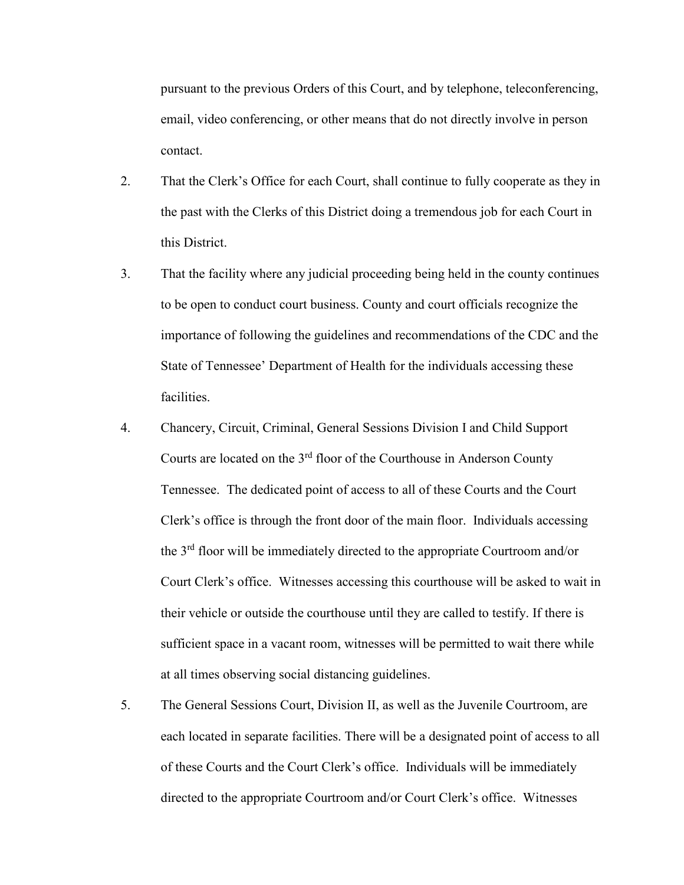pursuant to the previous Orders of this Court, and by telephone, teleconferencing, email, video conferencing, or other means that do not directly involve in person contact.

2. That the Clerk's Office for each Court, shall continue to fully cooperate as they in the past with the Clerks of this District doing a tremendous job for each Court in this District.

3. That the facility where any judicial proceeding being held in the county continues to be open to conduct court business. County and court officials recognize the importance of following the guidelines and recommendations of the CDC and the State of Tennessee' Department of Health for the individuals accessing these facilities.

4. Chancery, Circuit, Criminal, General Sessions Division I and Child Support Courts are located on the 3rd floor of the Courthouse in Anderson County Tennessee. The dedicated point of access to all of these Courts and the Court Clerk's office is through the front door of the main floor. Individuals accessing the 3rd floor will be immediately directed to the appropriate Courtroom and/or Court Clerk's office. Witnesses accessing this courthouse will be asked to wait in their vehicle or outside the courthouse until they are called to testify. If there is sufficient space in a vacant room, witnesses will be permitted to wait there while at all times observing social distancing guidelines.

5. The General Sessions Court, Division II, as well as the Juvenile Courtroom, are each located in separate facilities. There will be a designated point of access to all of these Courts and the Court Clerk's office. Individuals will be immediately directed to the appropriate Courtroom and/or Court Clerk's office. Witnesses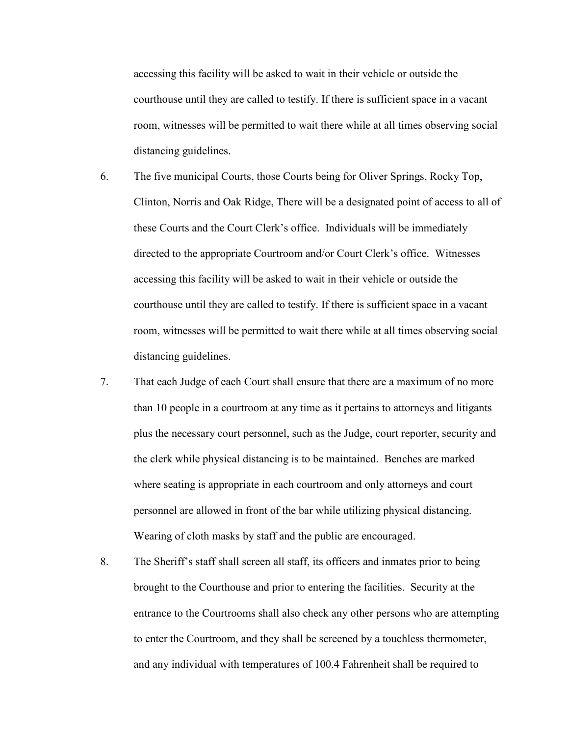accessing this facility will be asked to wait in their vehicle or outside the courthouse until they are called to testify. If there is sufficient space in a vacant room, witnesses will be permitted to wait there while at all times observing social distancing guidelines.

6. The five municipal Courts, those Courts being for Oliver Springs, Rocky Top, Clinton, Norris and Oak Ridge, There will be a designated point of access to all of these Courts and the Court Clerk's office. Individuals will be immediately directed to the appropriate Courtroom and/or Court Clerk's office. Witnesses accessing this facility will be asked to wait in their vehicle or outside the courthouse until they are called to testify. If there is sufficient space in a vacant room, witnesses will be permitted to wait there while at all times observing social distancing guidelines.

7. That each Judge of each Court shall ensure that there are a maximum of no more than 10 people in a courtroom at any time as it pertains to attorneys and litigants plus the necessary court personnel, such as the Judge, court reporter, security and the clerk while physical distancing is to be maintained. Benches are marked where seating is appropriate in each courtroom and only attorneys and court personnel are allowed in front of the bar while utilizing physical distancing. Wearing of cloth masks by staff and the public are encouraged.

8. The Sheriff's staff shall screen all staff, its officers and inmates prior to being brought to the Courthouse and prior to entering the facilities. Security at the entrance to the Courtrooms shall also check any other persons who are attempting to enter the Courtroom, and they shall be screened by a touchless thermometer, and any individual with temperatures of 100.4 Fahrenheit shall be required to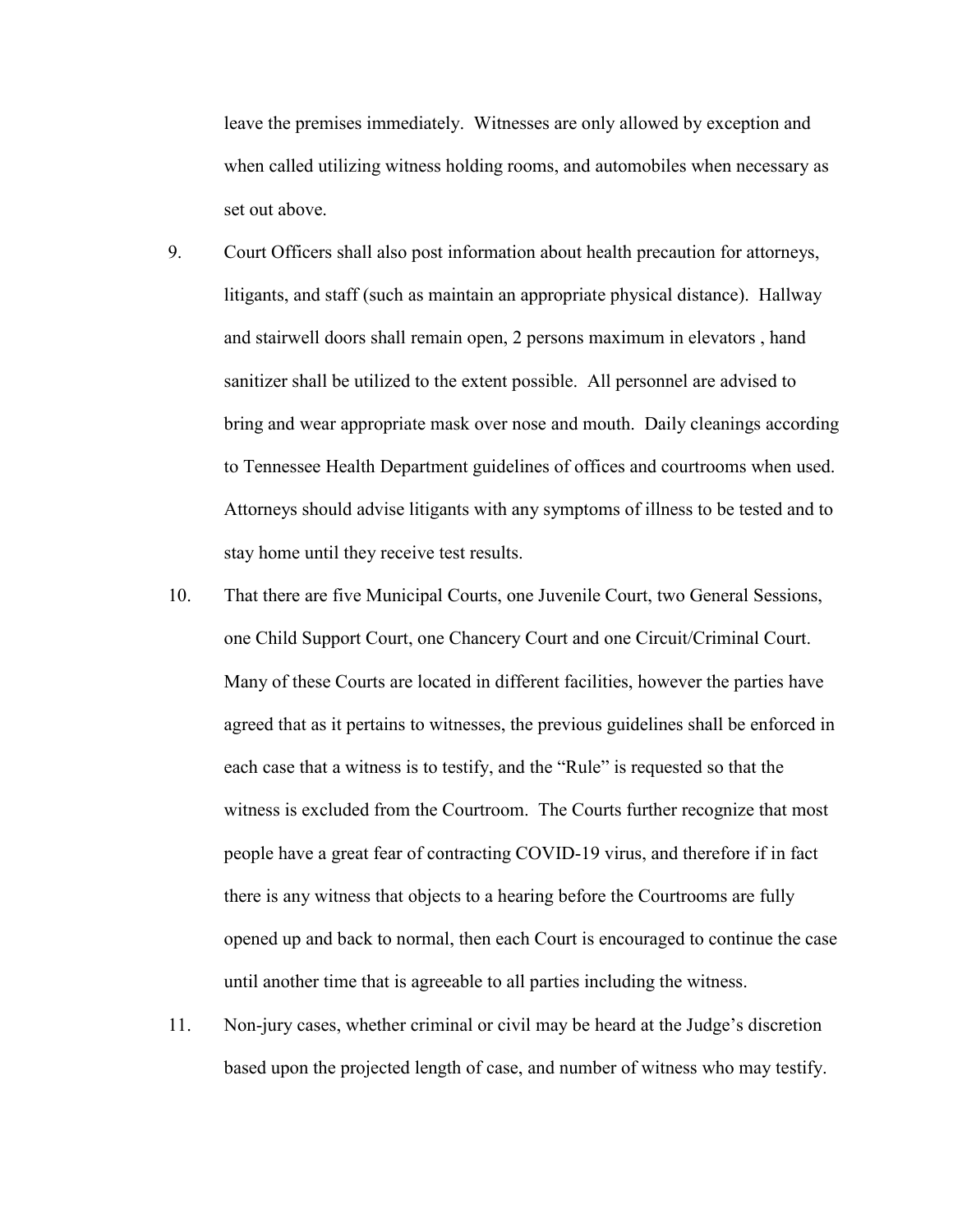leave the premises immediately. Witnesses are only allowed by exception and when called utilizing witness holding rooms, and automobiles when necessary as set out above.

9. Court Officers shall also post information about health precaution for attorneys, litigants, and staff (such as maintain an appropriate physical distance). Hallway and stairwell doors shall remain open, 2 persons maximum in elevators , hand sanitizer shall be utilized to the extent possible. All personnel are advised to bring and wear appropriate mask over nose and mouth. Daily cleanings according to Tennessee Health Department guidelines of offices and courtrooms when used. Attorneys should advise litigants with any symptoms of illness to be tested and to stay home until they receive test results.

10. That there are five Municipal Courts, one Juvenile Court, two General Sessions, one Child Support Court, one Chancery Court and one Circuit/Criminal Court. Many of these Courts are located in different facilities, however the parties have agreed that as it pertains to witnesses, the previous guidelines shall be enforced in each case that a witness is to testify, and the "Rule" is requested so that the witness is excluded from the Courtroom. The Courts further recognize that most people have a great fear of contracting COVID-19 virus, and therefore if in fact there is any witness that objects to a hearing before the Courtrooms are fully opened up and back to normal, then each Court is encouraged to continue the case until another time that is agreeable to all parties including the witness.

11. Non-jury cases, whether criminal or civil may be heard at the Judge's discretion based upon the projected length of case, and number of witness who may testify.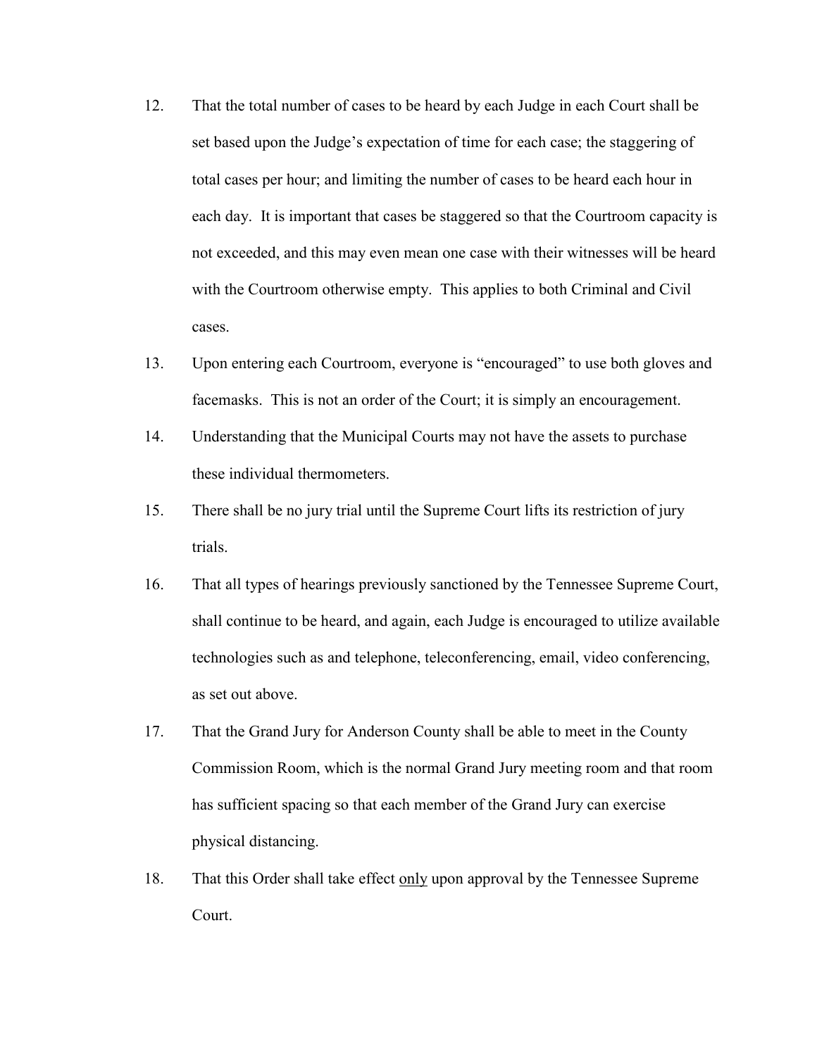12. That the total number of cases to be heard by each Judge in each Court shall be set based upon the Judge's expectation of time for each case; the staggering of total cases per hour; and limiting the number of cases to be heard each hour in each day. It is important that cases be staggered so that the Courtroom capacity is not exceeded, and this may even mean one case with their witnesses will be heard with the Courtroom otherwise empty. This applies to both Criminal and Civil cases.

13. Upon entering each Courtroom, everyone is "encouraged" to use both gloves and facemasks. This is not an order of the Court; it is simply an encouragement.

14. Understanding that the Municipal Courts may not have the assets to purchase these individual thermometers.

15. There shall be no jury trial until the Supreme Court lifts its restriction of jury trials.

16. That all types of hearings previously sanctioned by the Tennessee Supreme Court, shall continue to be heard, and again, each Judge is encouraged to utilize available technologies such as and telephone, teleconferencing, email, video conferencing, as set out above.

17. That the Grand Jury for Anderson County shall be able to meet in the County Commission Room, which is the normal Grand Jury meeting room and that room has sufficient spacing so that each member of the Grand Jury can exercise physical distancing.

18. That this Order shall take effect <u>only</u> upon approval by the Tennessee Supreme Court.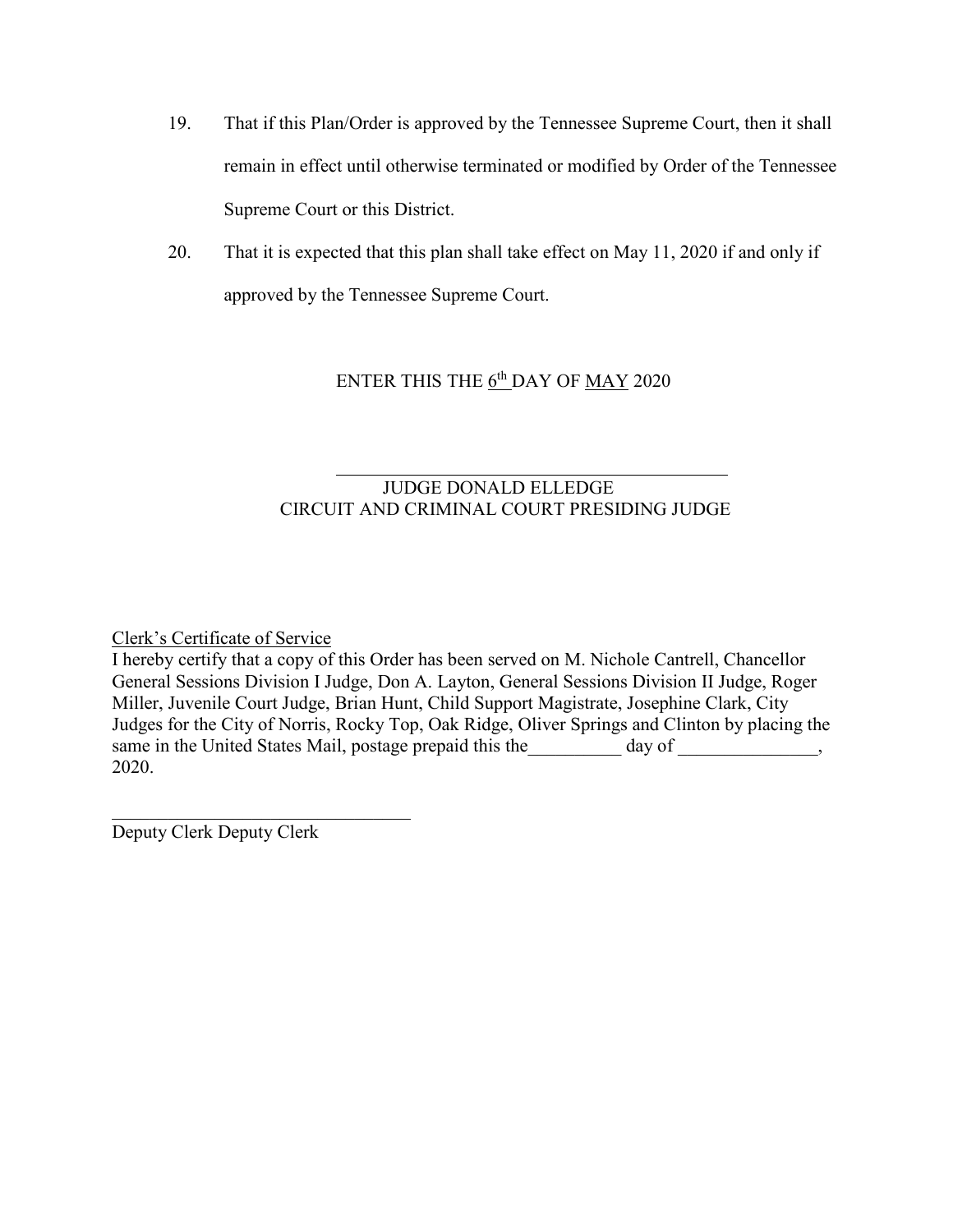19. That if this Plan/Order is approved by the Tennessee Supreme Court, then it shall remain in effect until otherwise terminated or modified by Order of the Tennessee Supreme Court or this District.

20. That it is expected that this plan shall take effect on May 11, 2020 if and only if approved by the Tennessee Supreme Court.

ENTER THIS THE 6th DAY OF MAY 2020

\_\_\_\_\_\_\_\_\_\_\_\_\_\_\_\_\_\_\_\_\_\_\_\_\_\_\_\_\_\_\_\_\_\_\_\_\_\_\_\_\_\_

JUDGE DONALD ELLEDGE
CIRCUIT AND CRIMINAL COURT PRESIDING JUDGE

Clerk's Certificate of Service

I hereby certify that a copy of this Order has been served on M. Nichole Cantrell, Chancellor General Sessions Division I Judge, Don A. Layton, General Sessions Division II Judge, Roger Miller, Juvenile Court Judge, Brian Hunt, Child Support Magistrate, Josephine Clark, City Judges for the City of Norris, Rocky Top, Oak Ridge, Oliver Springs and Clinton by placing the same in the United States Mail, postage prepaid this the__________ day of _______________, 2020.

\_\_\_\_\_\_\_\_\_\_\_\_\_\_\_\_\_\_\_\_\_\_\_\_\_\_\_\_\_\_\_\_\_\_

Deputy Clerk Deputy Clerk